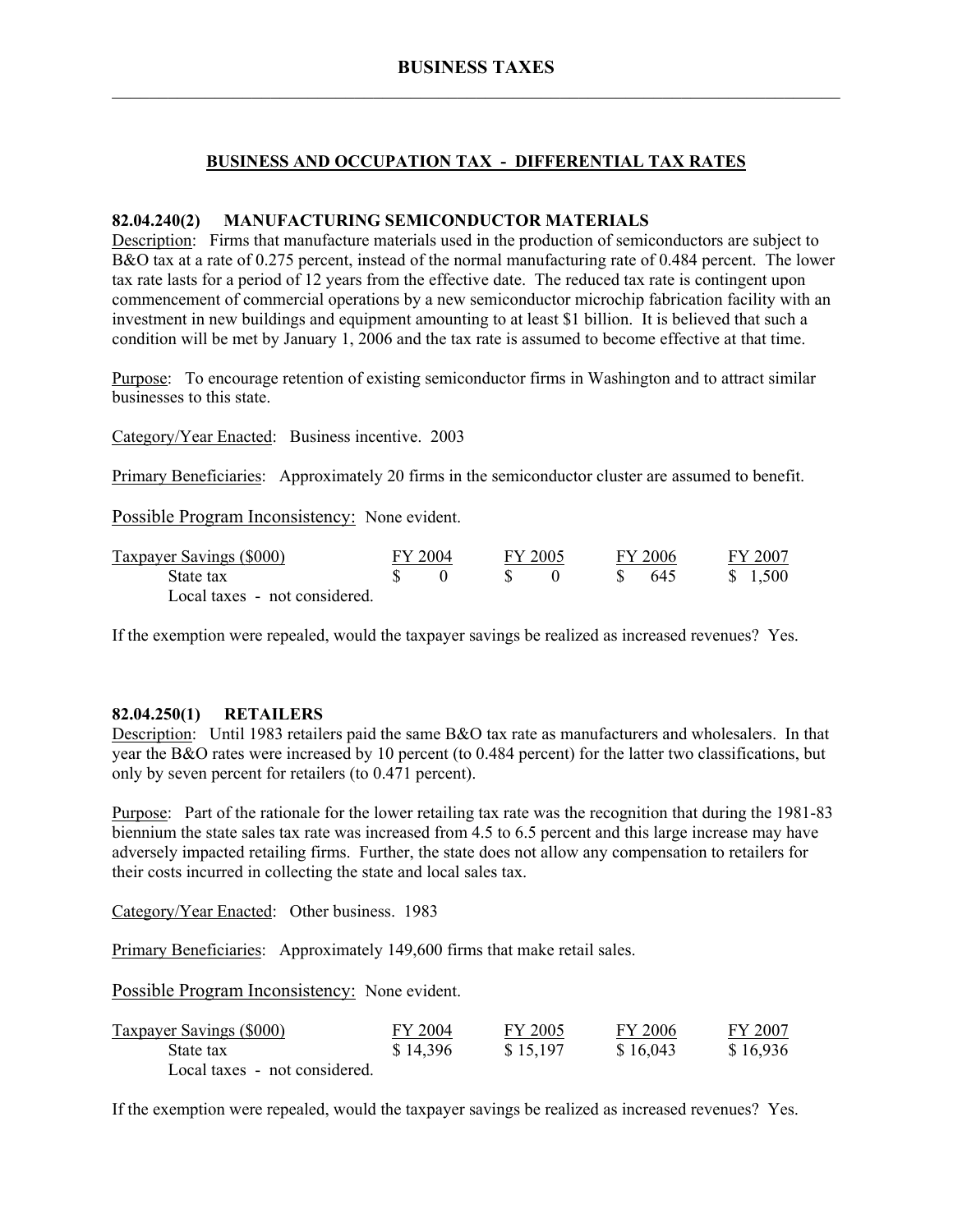# BUSINESS TAXES

## BUSINESS AND OCCUPATION TAX - DIFFERENTIAL TAX RATES

### 82.04.240(2) MANUFACTURING SEMICONDUCTOR MATERIALS

Description: Firms that manufacture materials used in the production of semiconductors are subject to B&O tax at a rate of 0.275 percent, instead of the normal manufacturing rate of 0.484 percent. The lower tax rate lasts for a period of 12 years from the effective date. The reduced tax rate is contingent upon commencement of commercial operations by a new semiconductor microchip fabrication facility with an investment in new buildings and equipment amounting to at least $1 billion. It is believed that such a condition will be met by January 1, 2006 and the tax rate is assumed to become effective at that time.

Purpose: To encourage retention of existing semiconductor firms in Washington and to attract similar businesses to this state.

Category/Year Enacted: Business incentive. 2003

Primary Beneficiaries: Approximately 20 firms in the semiconductor cluster are assumed to benefit.

Possible Program Inconsistency: None evident.

| Taxpayer Savings ($000) | FY 2004 | FY 2005 | FY 2006 | FY 2007 |
|---|---|---|---|---|
| State tax | $ 0 | $ 0 | $ 645 | $ 1,500 |
| Local taxes - not considered. | | | | |

If the exemption were repealed, would the taxpayer savings be realized as increased revenues? Yes.

### 82.04.250(1) RETAILERS

Description: Until 1983 retailers paid the same B&O tax rate as manufacturers and wholesalers. In that year the B&O rates were increased by 10 percent (to 0.484 percent) for the latter two classifications, but only by seven percent for retailers (to 0.471 percent).

Purpose: Part of the rationale for the lower retailing tax rate was the recognition that during the 1981-83 biennium the state sales tax rate was increased from 4.5 to 6.5 percent and this large increase may have adversely impacted retailing firms. Further, the state does not allow any compensation to retailers for their costs incurred in collecting the state and local sales tax.

Category/Year Enacted: Other business. 1983

Primary Beneficiaries: Approximately 149,600 firms that make retail sales.

Possible Program Inconsistency: None evident.

| Taxpayer Savings ($000) | FY 2004 | FY 2005 | FY 2006 | FY 2007 |
|---|---|---|---|---|
| State tax | $ 14,396 | $ 15,197 | $ 16,043 | $ 16,936 |
| Local taxes - not considered. | | | | |

If the exemption were repealed, would the taxpayer savings be realized as increased revenues? Yes.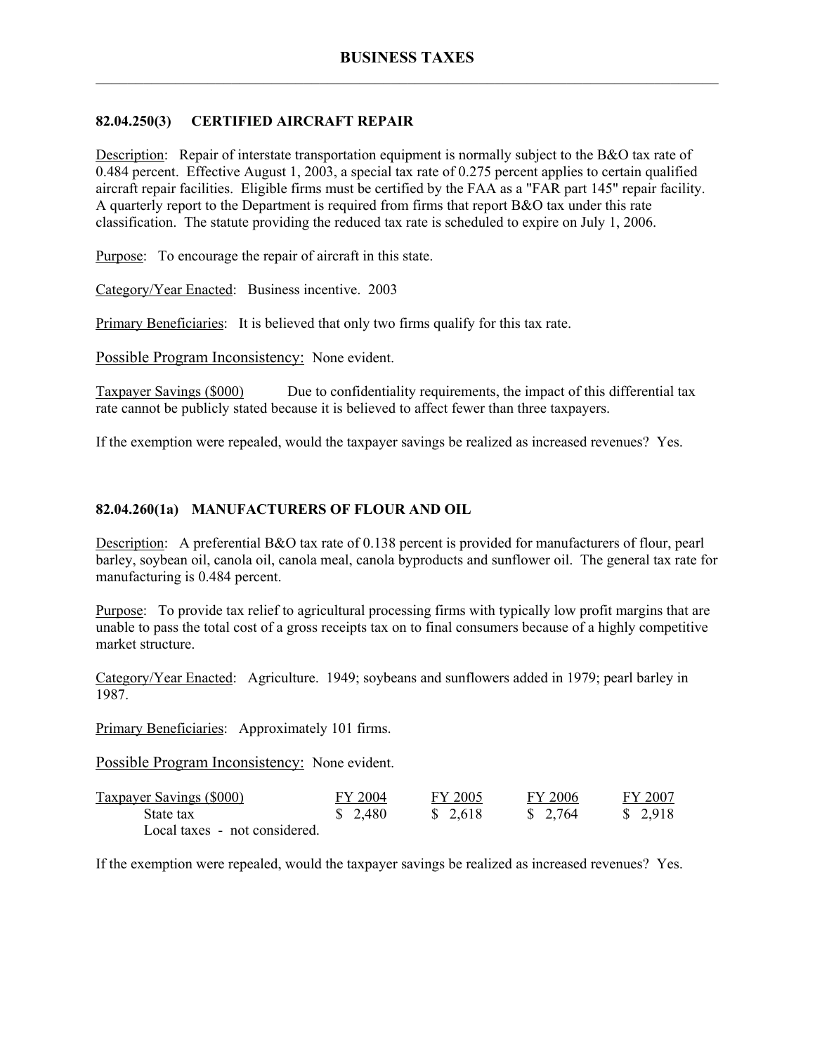## BUSINESS TAXES

### 82.04.250(3) CERTIFIED AIRCRAFT REPAIR

Description: Repair of interstate transportation equipment is normally subject to the B&O tax rate of 0.484 percent. Effective August 1, 2003, a special tax rate of 0.275 percent applies to certain qualified aircraft repair facilities. Eligible firms must be certified by the FAA as a "FAR part 145" repair facility. A quarterly report to the Department is required from firms that report B&O tax under this rate classification. The statute providing the reduced tax rate is scheduled to expire on July 1, 2006.

Purpose: To encourage the repair of aircraft in this state.

Category/Year Enacted: Business incentive. 2003

Primary Beneficiaries: It is believed that only two firms qualify for this tax rate.

Possible Program Inconsistency: None evident.

Taxpayer Savings ($000) Due to confidentiality requirements, the impact of this differential tax rate cannot be publicly stated because it is believed to affect fewer than three taxpayers.

If the exemption were repealed, would the taxpayer savings be realized as increased revenues? Yes.

### 82.04.260(1a) MANUFACTURERS OF FLOUR AND OIL

Description: A preferential B&O tax rate of 0.138 percent is provided for manufacturers of flour, pearl barley, soybean oil, canola oil, canola meal, canola byproducts and sunflower oil. The general tax rate for manufacturing is 0.484 percent.

Purpose: To provide tax relief to agricultural processing firms with typically low profit margins that are unable to pass the total cost of a gross receipts tax on to final consumers because of a highly competitive market structure.

Category/Year Enacted: Agriculture. 1949; soybeans and sunflowers added in 1979; pearl barley in 1987.

Primary Beneficiaries: Approximately 101 firms.

Possible Program Inconsistency: None evident.

| Taxpayer Savings ($000) | FY 2004 | FY 2005 | FY 2006 | FY 2007 |
|---|---|---|---|---|
| State tax | $ 2,480 | $ 2,618 | $ 2,764 | $ 2,918 |
| Local taxes - not considered. | | | | |

If the exemption were repealed, would the taxpayer savings be realized as increased revenues? Yes.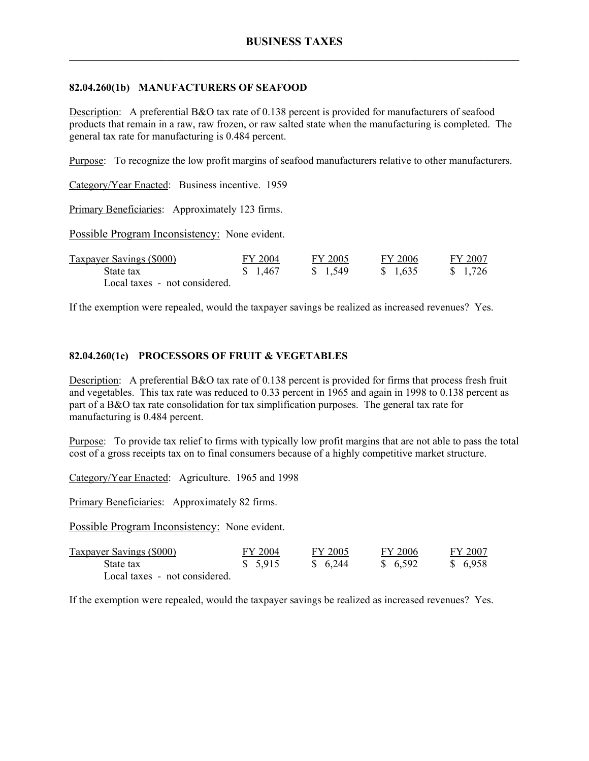## 82.04.260(1b) MANUFACTURERS OF SEAFOOD

Description: A preferential B&O tax rate of 0.138 percent is provided for manufacturers of seafood products that remain in a raw, raw frozen, or raw salted state when the manufacturing is completed. The general tax rate for manufacturing is 0.484 percent.

Purpose: To recognize the low profit margins of seafood manufacturers relative to other manufacturers.

Category/Year Enacted: Business incentive. 1959

Primary Beneficiaries: Approximately 123 firms.

Possible Program Inconsistency: None evident.

| Taxpayer Savings ($000) | FY 2004 | FY 2005 | FY 2006 | FY 2007 |
|---|---|---|---|---|
| State tax | $ 1,467 | $ 1,549 | $ 1,635 | $ 1,726 |
| Local taxes - not considered. | | | | |

If the exemption were repealed, would the taxpayer savings be realized as increased revenues? Yes.

## 82.04.260(1c) PROCESSORS OF FRUIT & VEGETABLES

Description: A preferential B&O tax rate of 0.138 percent is provided for firms that process fresh fruit and vegetables. This tax rate was reduced to 0.33 percent in 1965 and again in 1998 to 0.138 percent as part of a B&O tax rate consolidation for tax simplification purposes. The general tax rate for manufacturing is 0.484 percent.

Purpose: To provide tax relief to firms with typically low profit margins that are not able to pass the total cost of a gross receipts tax on to final consumers because of a highly competitive market structure.

Category/Year Enacted: Agriculture. 1965 and 1998

Primary Beneficiaries: Approximately 82 firms.

Possible Program Inconsistency: None evident.

| Taxpayer Savings ($000) | FY 2004 | FY 2005 | FY 2006 | FY 2007 |
|---|---|---|---|---|
| State tax | $ 5,915 | $ 6,244 | $ 6,592 | $ 6,958 |
| Local taxes - not considered. | | | | |

If the exemption were repealed, would the taxpayer savings be realized as increased revenues? Yes.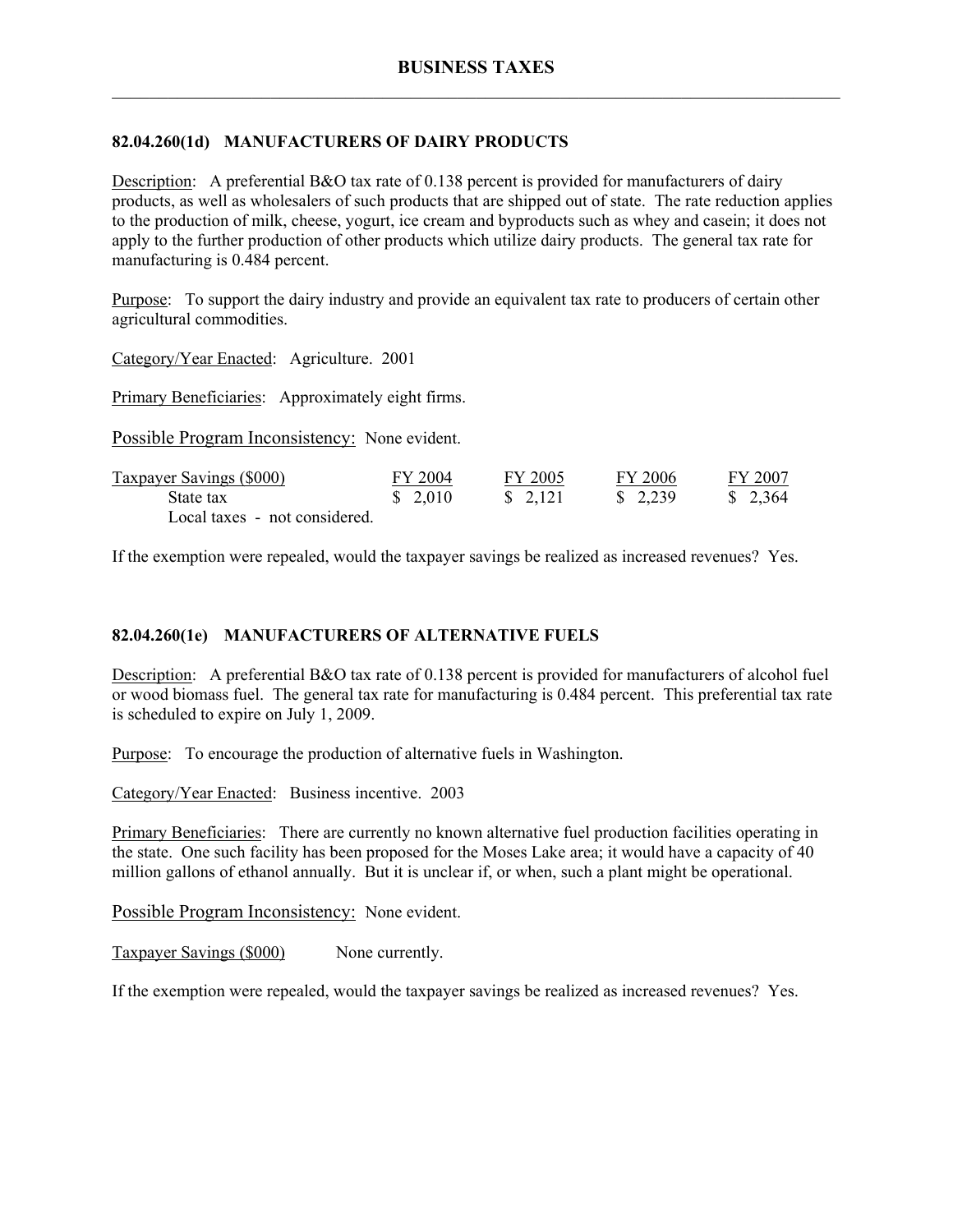## 82.04.260(1d) MANUFACTURERS OF DAIRY PRODUCTS

Description: A preferential B&O tax rate of 0.138 percent is provided for manufacturers of dairy products, as well as wholesalers of such products that are shipped out of state. The rate reduction applies to the production of milk, cheese, yogurt, ice cream and byproducts such as whey and casein; it does not apply to the further production of other products which utilize dairy products. The general tax rate for manufacturing is 0.484 percent.

Purpose: To support the dairy industry and provide an equivalent tax rate to producers of certain other agricultural commodities.

Category/Year Enacted: Agriculture. 2001

Primary Beneficiaries: Approximately eight firms.

Possible Program Inconsistency: None evident.

| Taxpayer Savings ($000) | FY 2004 | FY 2005 | FY 2006 | FY 2007 |
|---|---|---|---|---|
| State tax | $ 2,010 | $ 2,121 | $ 2,239 | $ 2,364 |
| Local taxes - not considered. | | | | |

If the exemption were repealed, would the taxpayer savings be realized as increased revenues? Yes.

## 82.04.260(1e) MANUFACTURERS OF ALTERNATIVE FUELS

Description: A preferential B&O tax rate of 0.138 percent is provided for manufacturers of alcohol fuel or wood biomass fuel. The general tax rate for manufacturing is 0.484 percent. This preferential tax rate is scheduled to expire on July 1, 2009.

Purpose: To encourage the production of alternative fuels in Washington.

Category/Year Enacted: Business incentive. 2003

Primary Beneficiaries: There are currently no known alternative fuel production facilities operating in the state. One such facility has been proposed for the Moses Lake area; it would have a capacity of 40 million gallons of ethanol annually. But it is unclear if, or when, such a plant might be operational.

Possible Program Inconsistency: None evident.

Taxpayer Savings ($000) None currently.

If the exemption were repealed, would the taxpayer savings be realized as increased revenues? Yes.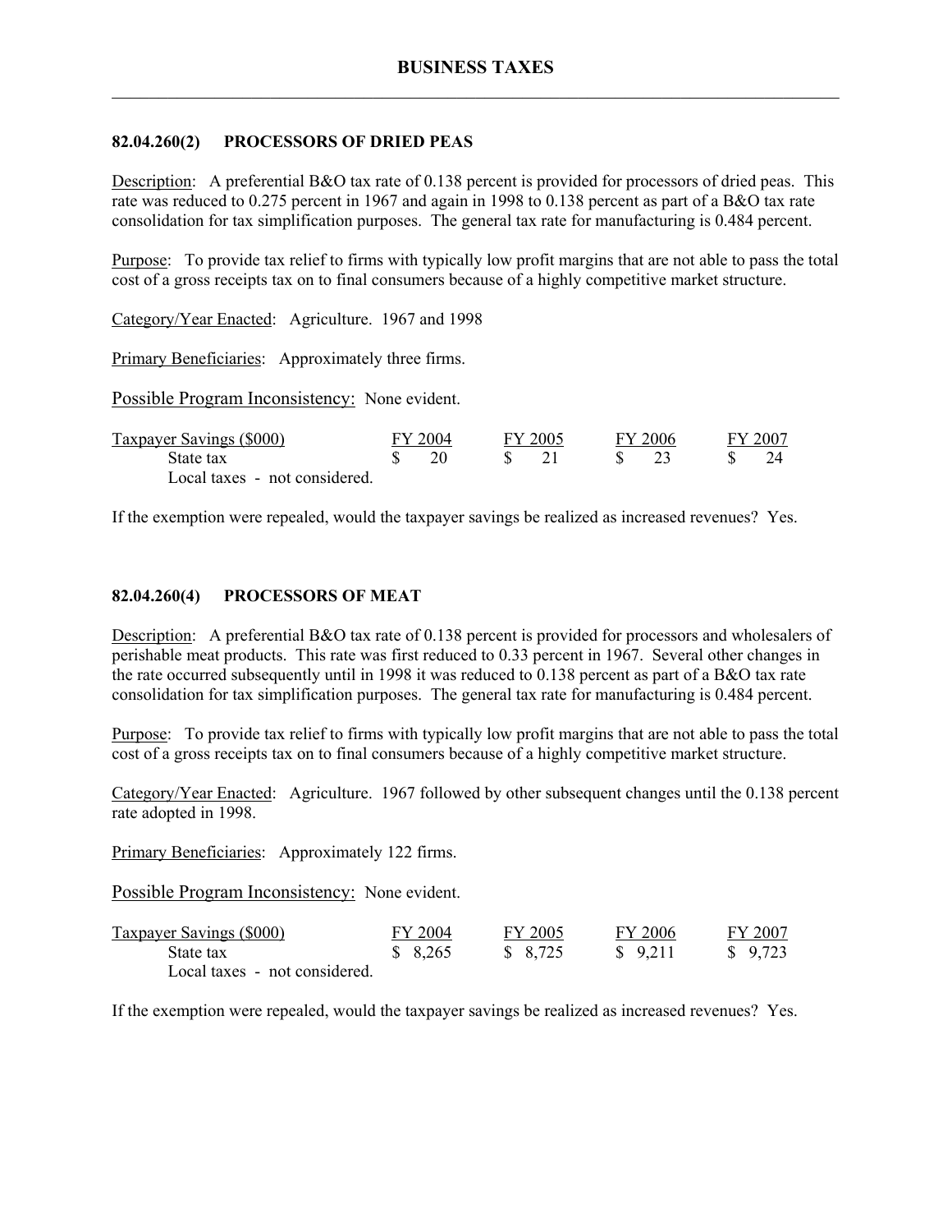# BUSINESS TAXES

## 82.04.260(2) PROCESSORS OF DRIED PEAS

Description: A preferential B&O tax rate of 0.138 percent is provided for processors of dried peas. This rate was reduced to 0.275 percent in 1967 and again in 1998 to 0.138 percent as part of a B&O tax rate consolidation for tax simplification purposes. The general tax rate for manufacturing is 0.484 percent.

Purpose: To provide tax relief to firms with typically low profit margins that are not able to pass the total cost of a gross receipts tax on to final consumers because of a highly competitive market structure.

Category/Year Enacted: Agriculture. 1967 and 1998

Primary Beneficiaries: Approximately three firms.

Possible Program Inconsistency: None evident.

| Taxpayer Savings ($000) | FY 2004 | FY 2005 | FY 2006 | FY 2007 |
|---|---|---|---|---|
| State tax | $ 20 | $ 21 | $ 23 | $ 24 |
| Local taxes - not considered. | | | | |

If the exemption were repealed, would the taxpayer savings be realized as increased revenues? Yes.

## 82.04.260(4) PROCESSORS OF MEAT

Description: A preferential B&O tax rate of 0.138 percent is provided for processors and wholesalers of perishable meat products. This rate was first reduced to 0.33 percent in 1967. Several other changes in the rate occurred subsequently until in 1998 it was reduced to 0.138 percent as part of a B&O tax rate consolidation for tax simplification purposes. The general tax rate for manufacturing is 0.484 percent.

Purpose: To provide tax relief to firms with typically low profit margins that are not able to pass the total cost of a gross receipts tax on to final consumers because of a highly competitive market structure.

Category/Year Enacted: Agriculture. 1967 followed by other subsequent changes until the 0.138 percent rate adopted in 1998.

Primary Beneficiaries: Approximately 122 firms.

Possible Program Inconsistency: None evident.

| Taxpayer Savings ($000) | FY 2004 | FY 2005 | FY 2006 | FY 2007 |
|---|---|---|---|---|
| State tax | $ 8,265 | $ 8,725 | $ 9,211 | $ 9,723 |
| Local taxes - not considered. | | | | |

If the exemption were repealed, would the taxpayer savings be realized as increased revenues? Yes.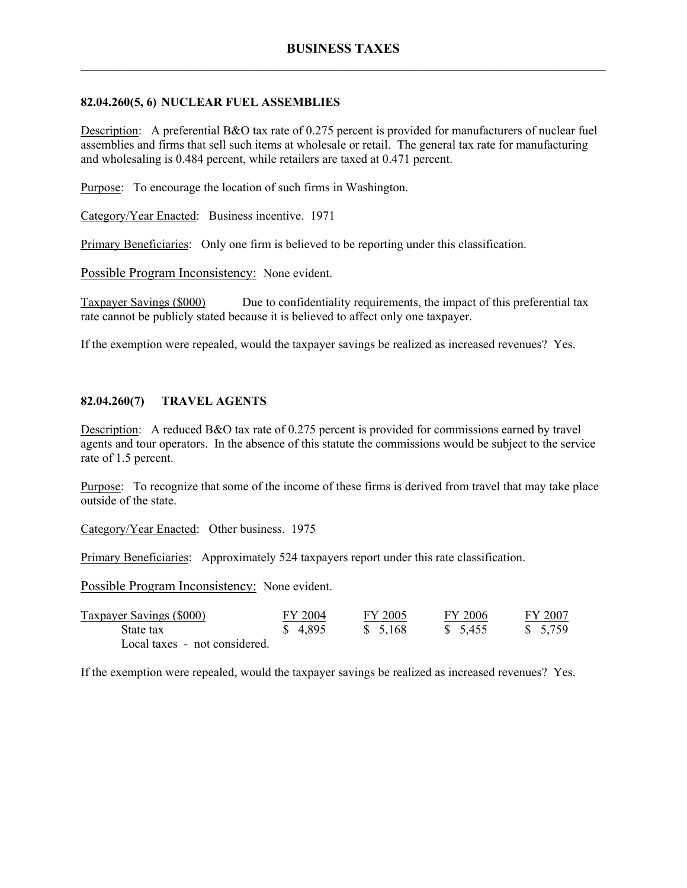## 82.04.260(5, 6) NUCLEAR FUEL ASSEMBLIES

Description: A preferential B&O tax rate of 0.275 percent is provided for manufacturers of nuclear fuel assemblies and firms that sell such items at wholesale or retail. The general tax rate for manufacturing and wholesaling is 0.484 percent, while retailers are taxed at 0.471 percent.

Purpose: To encourage the location of such firms in Washington.

Category/Year Enacted: Business incentive. 1971

Primary Beneficiaries: Only one firm is believed to be reporting under this classification.

Possible Program Inconsistency: None evident.

Taxpayer Savings ($000) Due to confidentiality requirements, the impact of this preferential tax rate cannot be publicly stated because it is believed to affect only one taxpayer.

If the exemption were repealed, would the taxpayer savings be realized as increased revenues? Yes.

## 82.04.260(7) TRAVEL AGENTS

Description: A reduced B&O tax rate of 0.275 percent is provided for commissions earned by travel agents and tour operators. In the absence of this statute the commissions would be subject to the service rate of 1.5 percent.

Purpose: To recognize that some of the income of these firms is derived from travel that may take place outside of the state.

Category/Year Enacted: Other business. 1975

Primary Beneficiaries: Approximately 524 taxpayers report under this rate classification.

Possible Program Inconsistency: None evident.

| Taxpayer Savings ($000) | FY 2004 | FY 2005 | FY 2006 | FY 2007 |
|---|---|---|---|---|
| State tax | $ 4,895 | $ 5,168 | $ 5,455 | $ 5,759 |
| Local taxes - not considered. | | | | |

If the exemption were repealed, would the taxpayer savings be realized as increased revenues? Yes.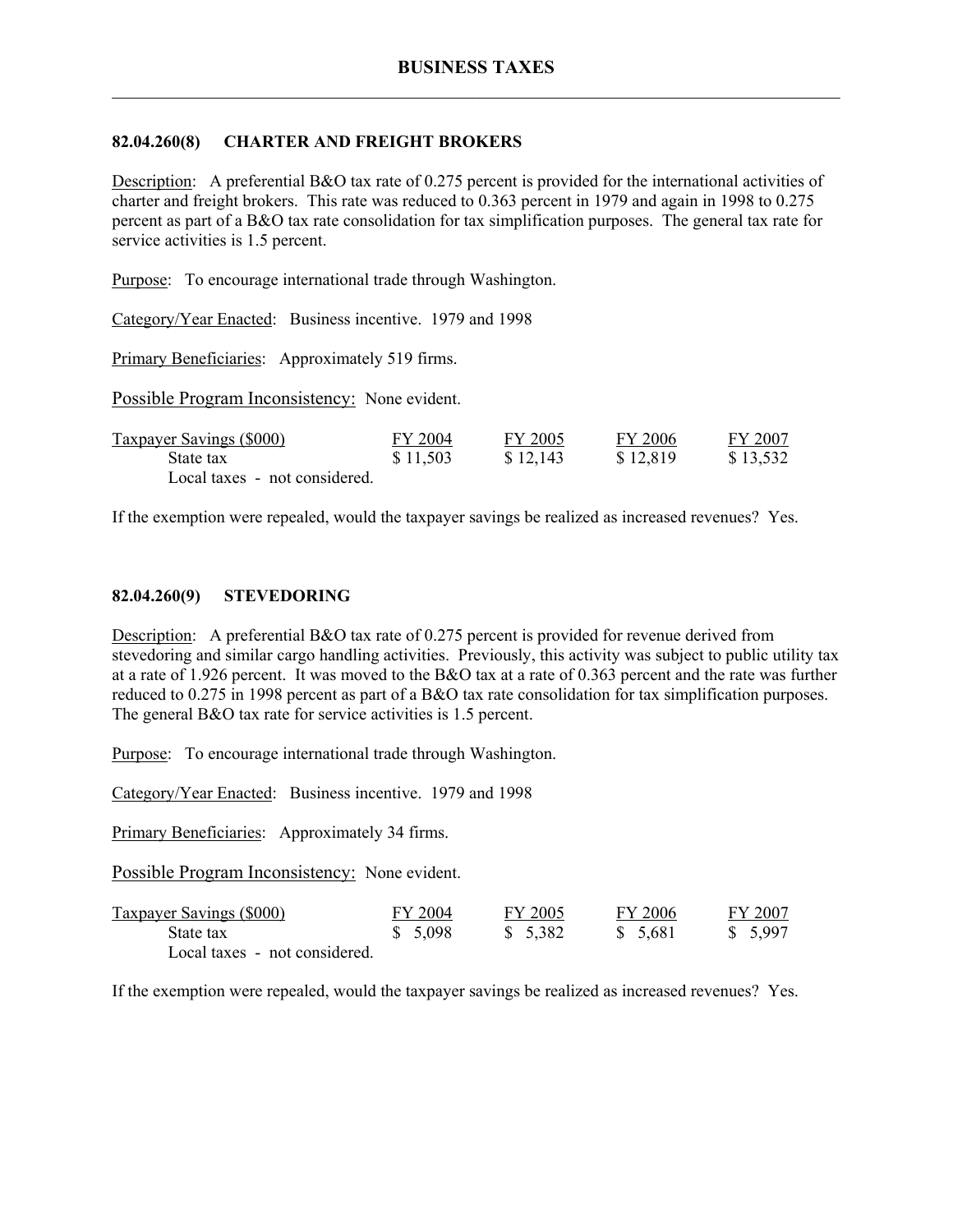## 82.04.260(8) CHARTER AND FREIGHT BROKERS

Description: A preferential B&O tax rate of 0.275 percent is provided for the international activities of charter and freight brokers. This rate was reduced to 0.363 percent in 1979 and again in 1998 to 0.275 percent as part of a B&O tax rate consolidation for tax simplification purposes. The general tax rate for service activities is 1.5 percent.

Purpose: To encourage international trade through Washington.

Category/Year Enacted: Business incentive. 1979 and 1998

Primary Beneficiaries: Approximately 519 firms.

Possible Program Inconsistency: None evident.

| Taxpayer Savings ($000) | FY 2004 | FY 2005 | FY 2006 | FY 2007 |
|---|---|---|---|---|
| State tax | $ 11,503 | $ 12,143 | $ 12,819 | $ 13,532 |
| Local taxes - not considered. | | | | |

If the exemption were repealed, would the taxpayer savings be realized as increased revenues? Yes.

## 82.04.260(9) STEVEDORING

Description: A preferential B&O tax rate of 0.275 percent is provided for revenue derived from stevedoring and similar cargo handling activities. Previously, this activity was subject to public utility tax at a rate of 1.926 percent. It was moved to the B&O tax at a rate of 0.363 percent and the rate was further reduced to 0.275 in 1998 percent as part of a B&O tax rate consolidation for tax simplification purposes. The general B&O tax rate for service activities is 1.5 percent.

Purpose: To encourage international trade through Washington.

Category/Year Enacted: Business incentive. 1979 and 1998

Primary Beneficiaries: Approximately 34 firms.

Possible Program Inconsistency: None evident.

| Taxpayer Savings ($000) | FY 2004 | FY 2005 | FY 2006 | FY 2007 |
|---|---|---|---|---|
| State tax | $ 5,098 | $ 5,382 | $ 5,681 | $ 5,997 |
| Local taxes - not considered. | | | | |

If the exemption were repealed, would the taxpayer savings be realized as increased revenues? Yes.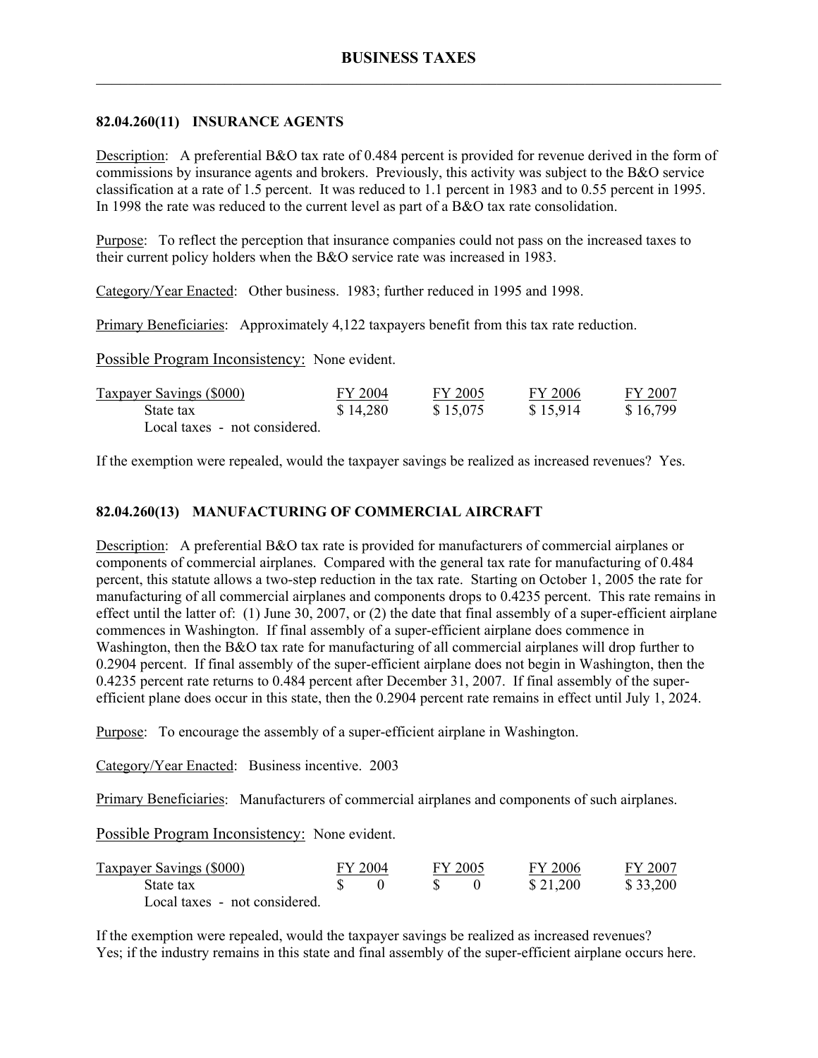# BUSINESS TAXES

### 82.04.260(11) INSURANCE AGENTS

Description: A preferential B&O tax rate of 0.484 percent is provided for revenue derived in the form of commissions by insurance agents and brokers. Previously, this activity was subject to the B&O service classification at a rate of 1.5 percent. It was reduced to 1.1 percent in 1983 and to 0.55 percent in 1995. In 1998 the rate was reduced to the current level as part of a B&O tax rate consolidation.

Purpose: To reflect the perception that insurance companies could not pass on the increased taxes to their current policy holders when the B&O service rate was increased in 1983.

Category/Year Enacted: Other business. 1983; further reduced in 1995 and 1998.

Primary Beneficiaries: Approximately 4,122 taxpayers benefit from this tax rate reduction.

Possible Program Inconsistency: None evident.

| Taxpayer Savings ($000) | FY 2004 | FY 2005 | FY 2006 | FY 2007 |
|---|---|---|---|---|
| State tax | $ 14,280 | $ 15,075 | $ 15,914 | $ 16,799 |
| Local taxes - not considered. | | | | |

If the exemption were repealed, would the taxpayer savings be realized as increased revenues? Yes.

### 82.04.260(13) MANUFACTURING OF COMMERCIAL AIRCRAFT

Description: A preferential B&O tax rate is provided for manufacturers of commercial airplanes or components of commercial airplanes. Compared with the general tax rate for manufacturing of 0.484 percent, this statute allows a two-step reduction in the tax rate. Starting on October 1, 2005 the rate for manufacturing of all commercial airplanes and components drops to 0.4235 percent. This rate remains in effect until the latter of: (1) June 30, 2007, or (2) the date that final assembly of a super-efficient airplane commences in Washington. If final assembly of a super-efficient airplane does commence in Washington, then the B&O tax rate for manufacturing of all commercial airplanes will drop further to 0.2904 percent. If final assembly of the super-efficient airplane does not begin in Washington, then the 0.4235 percent rate returns to 0.484 percent after December 31, 2007. If final assembly of the super-efficient plane does occur in this state, then the 0.2904 percent rate remains in effect until July 1, 2024.

Purpose: To encourage the assembly of a super-efficient airplane in Washington.

Category/Year Enacted: Business incentive. 2003

Primary Beneficiaries: Manufacturers of commercial airplanes and components of such airplanes.

Possible Program Inconsistency: None evident.

| Taxpayer Savings ($000) | FY 2004 | FY 2005 | FY 2006 | FY 2007 |
|---|---|---|---|---|
| State tax | $ 0 | $ 0 | $ 21,200 | $ 33,200 |
| Local taxes - not considered. | | | | |

If the exemption were repealed, would the taxpayer savings be realized as increased revenues? Yes; if the industry remains in this state and final assembly of the super-efficient airplane occurs here.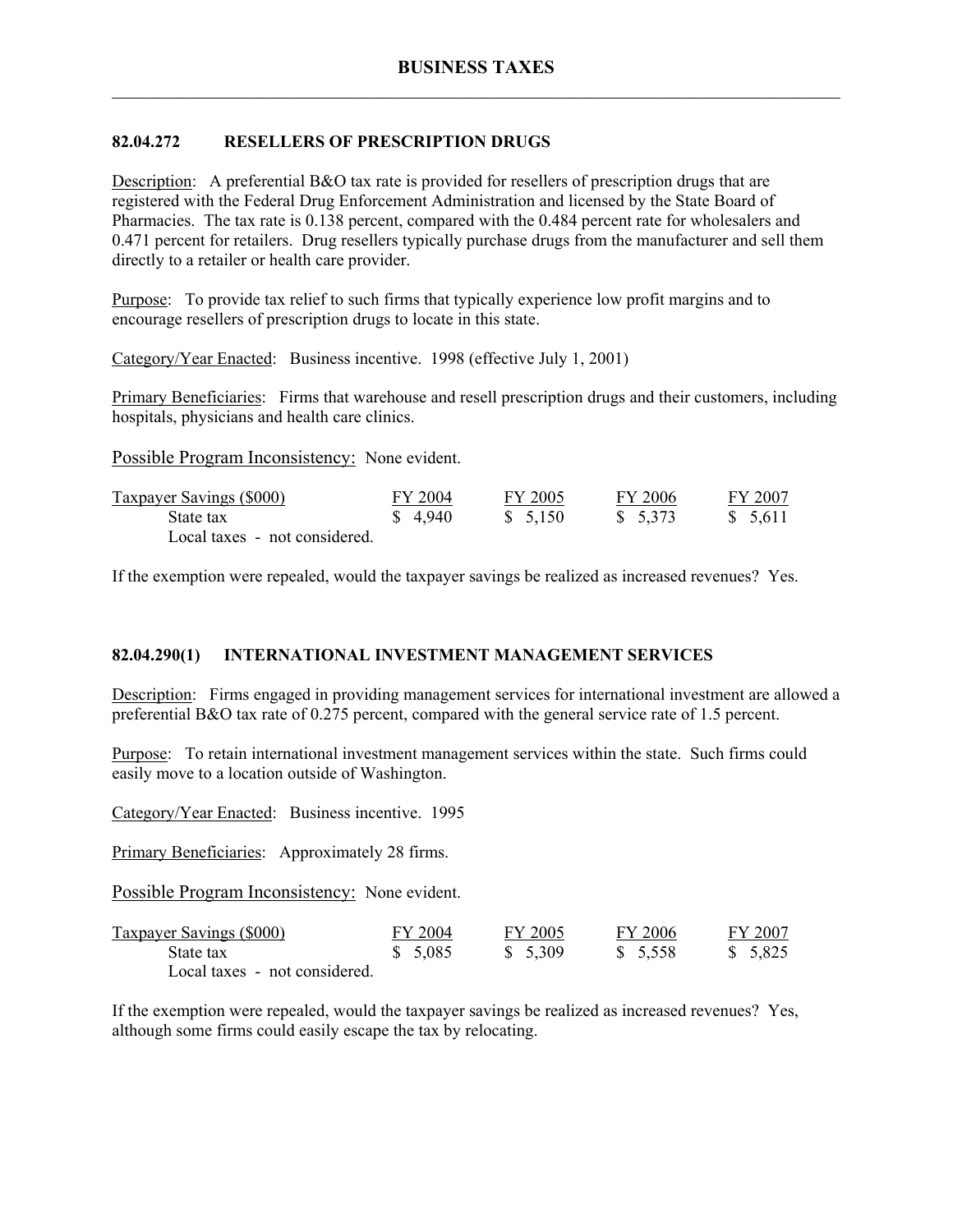## BUSINESS TAXES

### 82.04.272 RESELLERS OF PRESCRIPTION DRUGS

Description: A preferential B&O tax rate is provided for resellers of prescription drugs that are registered with the Federal Drug Enforcement Administration and licensed by the State Board of Pharmacies. The tax rate is 0.138 percent, compared with the 0.484 percent rate for wholesalers and 0.471 percent for retailers. Drug resellers typically purchase drugs from the manufacturer and sell them directly to a retailer or health care provider.

Purpose: To provide tax relief to such firms that typically experience low profit margins and to encourage resellers of prescription drugs to locate in this state.

Category/Year Enacted: Business incentive. 1998 (effective July 1, 2001)

Primary Beneficiaries: Firms that warehouse and resell prescription drugs and their customers, including hospitals, physicians and health care clinics.

Possible Program Inconsistency: None evident.

| Taxpayer Savings ($000) | FY 2004 | FY 2005 | FY 2006 | FY 2007 |
|---|---|---|---|---|
| State tax | $ 4,940 | $ 5,150 | $ 5,373 | $ 5,611 |
| Local taxes - not considered. | | | | |

If the exemption were repealed, would the taxpayer savings be realized as increased revenues? Yes.

### 82.04.290(1) INTERNATIONAL INVESTMENT MANAGEMENT SERVICES

Description: Firms engaged in providing management services for international investment are allowed a preferential B&O tax rate of 0.275 percent, compared with the general service rate of 1.5 percent.

Purpose: To retain international investment management services within the state. Such firms could easily move to a location outside of Washington.

Category/Year Enacted: Business incentive. 1995

Primary Beneficiaries: Approximately 28 firms.

Possible Program Inconsistency: None evident.

| Taxpayer Savings ($000) | FY 2004 | FY 2005 | FY 2006 | FY 2007 |
|---|---|---|---|---|
| State tax | $ 5,085 | $ 5,309 | $ 5,558 | $ 5,825 |
| Local taxes - not considered. | | | | |

If the exemption were repealed, would the taxpayer savings be realized as increased revenues? Yes, although some firms could easily escape the tax by relocating.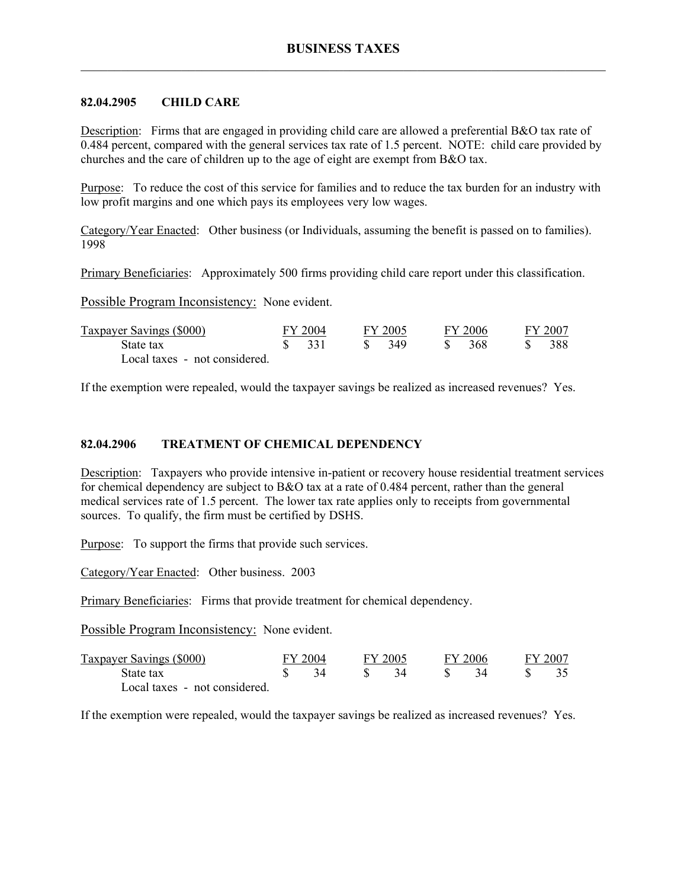### 82.04.2905 CHILD CARE

Description: Firms that are engaged in providing child care are allowed a preferential B&O tax rate of 0.484 percent, compared with the general services tax rate of 1.5 percent. NOTE: child care provided by churches and the care of children up to the age of eight are exempt from B&O tax.

Purpose: To reduce the cost of this service for families and to reduce the tax burden for an industry with low profit margins and one which pays its employees very low wages.

Category/Year Enacted: Other business (or Individuals, assuming the benefit is passed on to families). 1998

Primary Beneficiaries: Approximately 500 firms providing child care report under this classification.

Possible Program Inconsistency: None evident.

| Taxpayer Savings ($000) | FY 2004 | FY 2005 | FY 2006 | FY 2007 |
|---|---|---|---|---|
| State tax | $ 331 | $ 349 | $ 368 | $ 388 |
| Local taxes - not considered. | | | | |

If the exemption were repealed, would the taxpayer savings be realized as increased revenues? Yes.

### 82.04.2906 TREATMENT OF CHEMICAL DEPENDENCY

Description: Taxpayers who provide intensive in-patient or recovery house residential treatment services for chemical dependency are subject to B&O tax at a rate of 0.484 percent, rather than the general medical services rate of 1.5 percent. The lower tax rate applies only to receipts from governmental sources. To qualify, the firm must be certified by DSHS.

Purpose: To support the firms that provide such services.

Category/Year Enacted: Other business. 2003

Primary Beneficiaries: Firms that provide treatment for chemical dependency.

Possible Program Inconsistency: None evident.

| Taxpayer Savings ($000) | FY 2004 | FY 2005 | FY 2006 | FY 2007 |
|---|---|---|---|---|
| State tax | $ 34 | $ 34 | $ 34 | $ 35 |
| Local taxes - not considered. | | | | |

If the exemption were repealed, would the taxpayer savings be realized as increased revenues? Yes.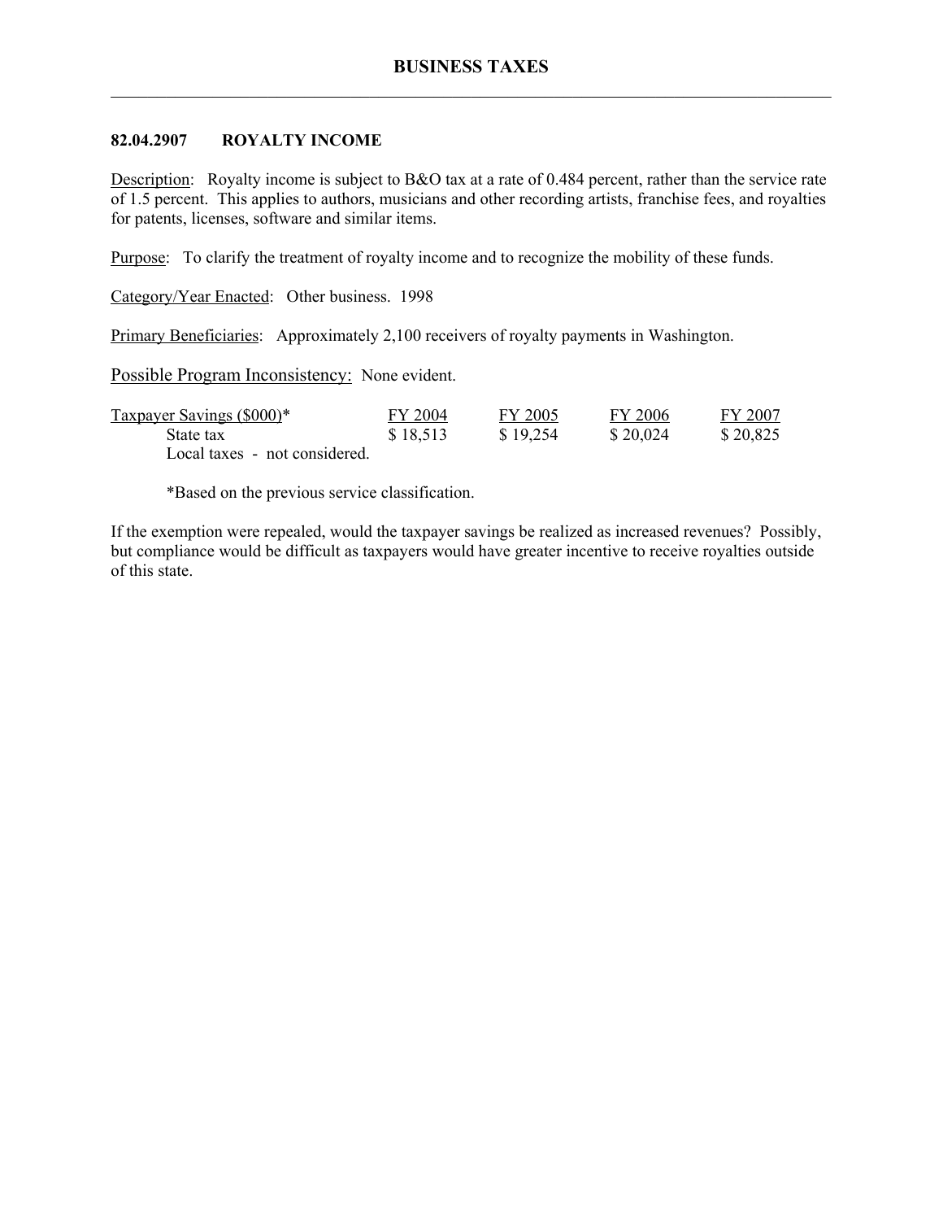# BUSINESS TAXES

## 82.04.2907 ROYALTY INCOME

Description: Royalty income is subject to B&O tax at a rate of 0.484 percent, rather than the service rate of 1.5 percent. This applies to authors, musicians and other recording artists, franchise fees, and royalties for patents, licenses, software and similar items.

Purpose: To clarify the treatment of royalty income and to recognize the mobility of these funds.

Category/Year Enacted: Other business. 1998

Primary Beneficiaries: Approximately 2,100 receivers of royalty payments in Washington.

Possible Program Inconsistency: None evident.

| Taxpayer Savings ($000)* | FY 2004 | FY 2005 | FY 2006 | FY 2007 |
|---|---|---|---|---|
| State tax | $ 18,513 | $ 19,254 | $ 20,024 | $ 20,825 |
| Local taxes - not considered. | | | | |

*Based on the previous service classification.

If the exemption were repealed, would the taxpayer savings be realized as increased revenues? Possibly, but compliance would be difficult as taxpayers would have greater incentive to receive royalties outside of this state.